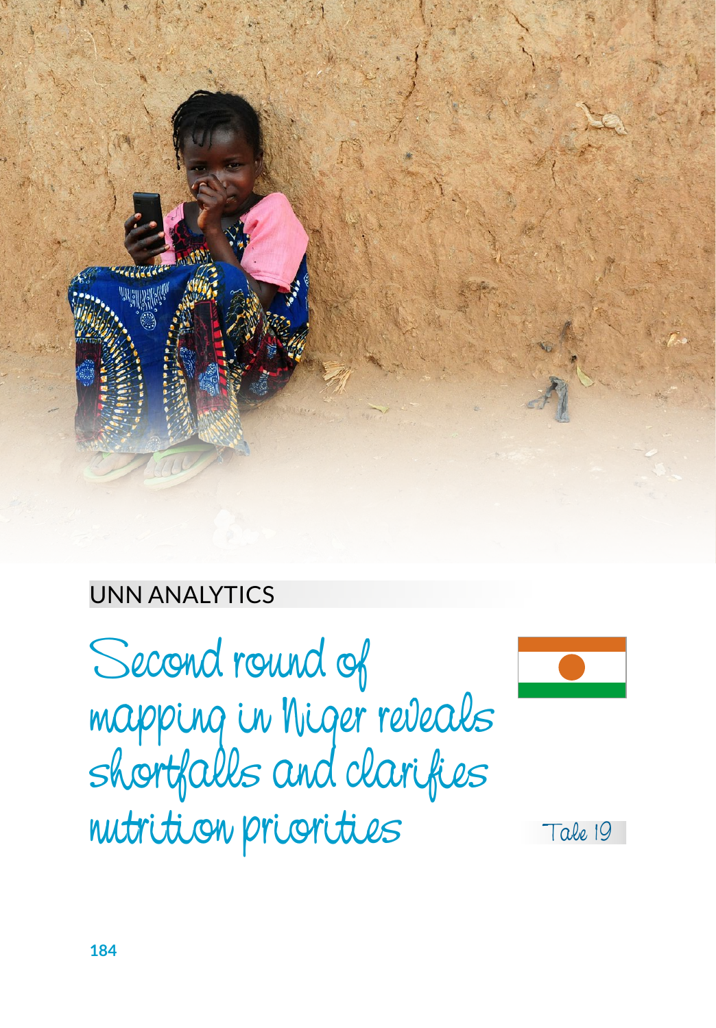UNN ANALYTICS

# Second round of mapping in Niger reveals shortfalls and clarifies nutrition priorities

Tale 19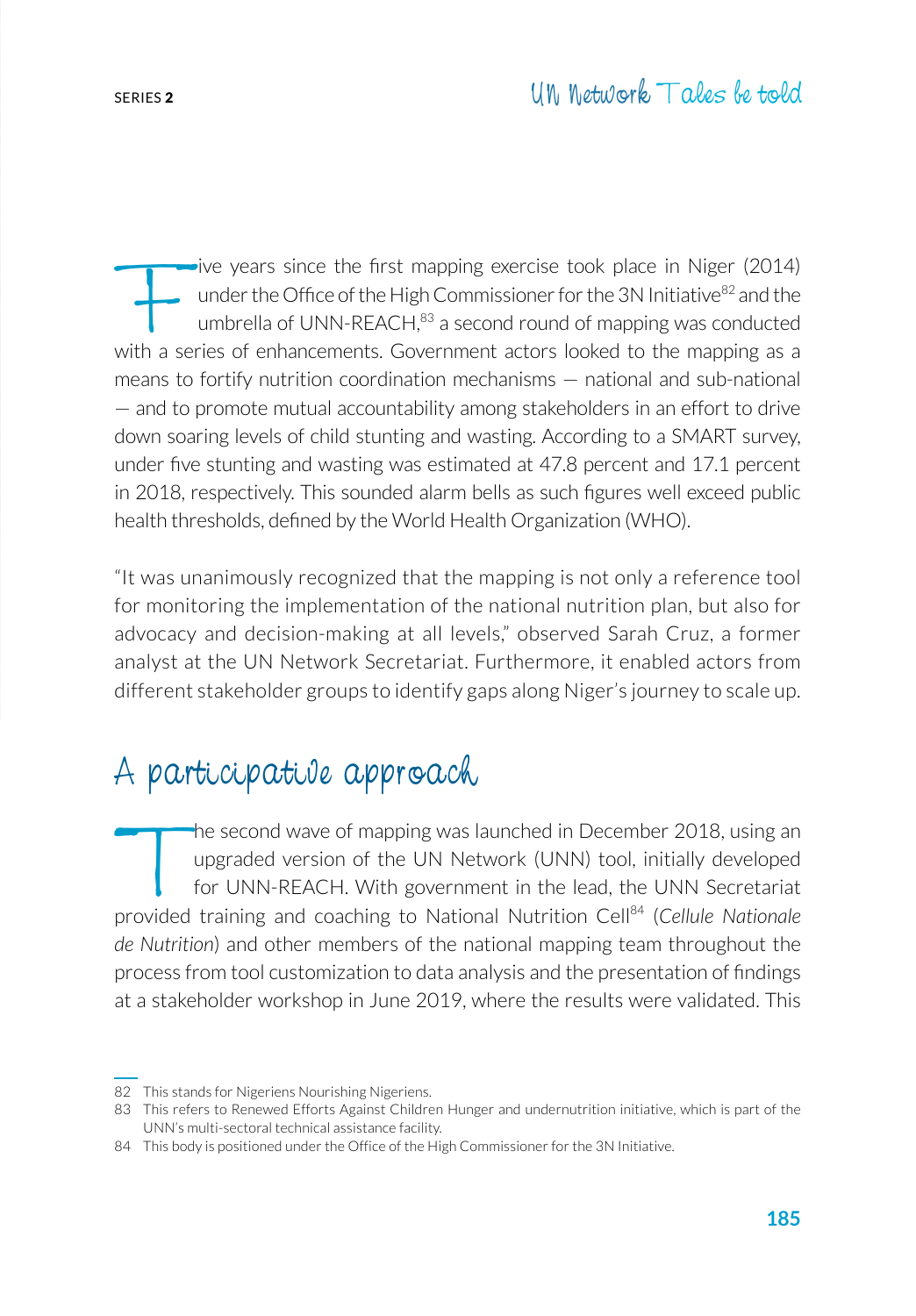Five years since the first mapping exercise took place in Niger (2014) under the Office of the High Commissioner for the 3N Initiative[82] and the umbrella of UNN-REACH,[83] a second round of mapping was conducted with a series of enhancements. Government actors looked to the mapping as a means to fortify nutrition coordination mechanisms — national and sub-national — and to promote mutual accountability among stakeholders in an effort to drive down soaring levels of child stunting and wasting. According to a SMART survey, under five stunting and wasting was estimated at 47.8 percent and 17.1 percent in 2018, respectively. This sounded alarm bells as such figures well exceed public health thresholds, defined by the World Health Organization (WHO).

"It was unanimously recognized that the mapping is not only a reference tool for monitoring the implementation of the national nutrition plan, but also for advocacy and decision-making at all levels," observed Sarah Cruz, a former analyst at the UN Network Secretariat. Furthermore, it enabled actors from different stakeholder groups to identify gaps along Niger's journey to scale up.

## A participative approach

The second wave of mapping was launched in December 2018, using an upgraded version of the UN Network (UNN) tool, initially developed for UNN-REACH. With government in the lead, the UNN Secretariat provided training and coaching to National Nutrition Cell[84] (*Cellule Nationale de Nutrition*) and other members of the national mapping team throughout the process from tool customization to data analysis and the presentation of findings at a stakeholder workshop in June 2019, where the results were validated. This

---

82 This stands for Nigeriens Nourishing Nigeriens.

83 This refers to Renewed Efforts Against Children Hunger and undernutrition initiative, which is part of the UNN's multi-sectoral technical assistance facility.

84 This body is positioned under the Office of the High Commissioner for the 3N Initiative.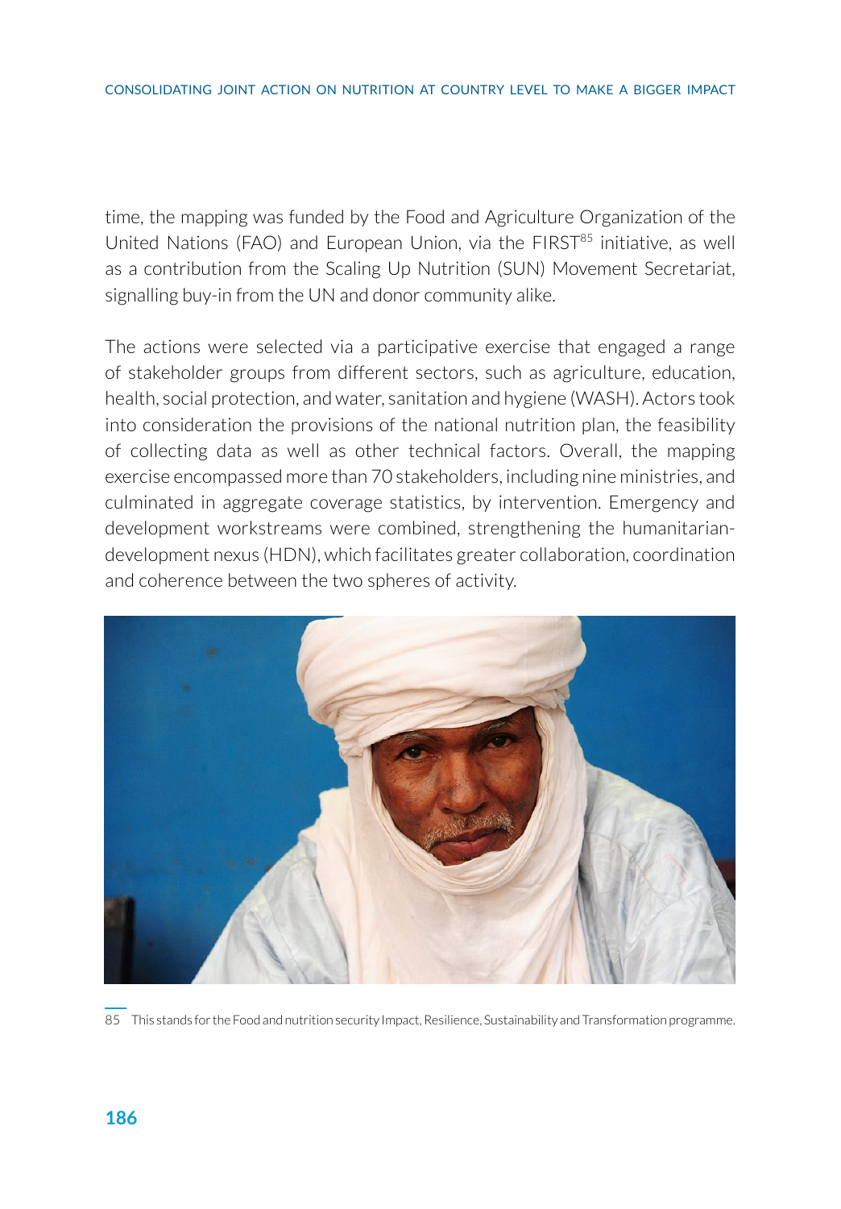time, the mapping was funded by the Food and Agriculture Organization of the United Nations (FAO) and European Union, via the FIRST[85] initiative, as well as a contribution from the Scaling Up Nutrition (SUN) Movement Secretariat, signalling buy-in from the UN and donor community alike.

The actions were selected via a participative exercise that engaged a range of stakeholder groups from different sectors, such as agriculture, education, health, social protection, and water, sanitation and hygiene (WASH). Actors took into consideration the provisions of the national nutrition plan, the feasibility of collecting data as well as other technical factors. Overall, the mapping exercise encompassed more than 70 stakeholders, including nine ministries, and culminated in aggregate coverage statistics, by intervention. Emergency and development workstreams were combined, strengthening the humanitarian-development nexus (HDN), which facilitates greater collaboration, coordination and coherence between the two spheres of activity.

85 This stands for the Food and nutrition security Impact, Resilience, Sustainability and Transformation programme.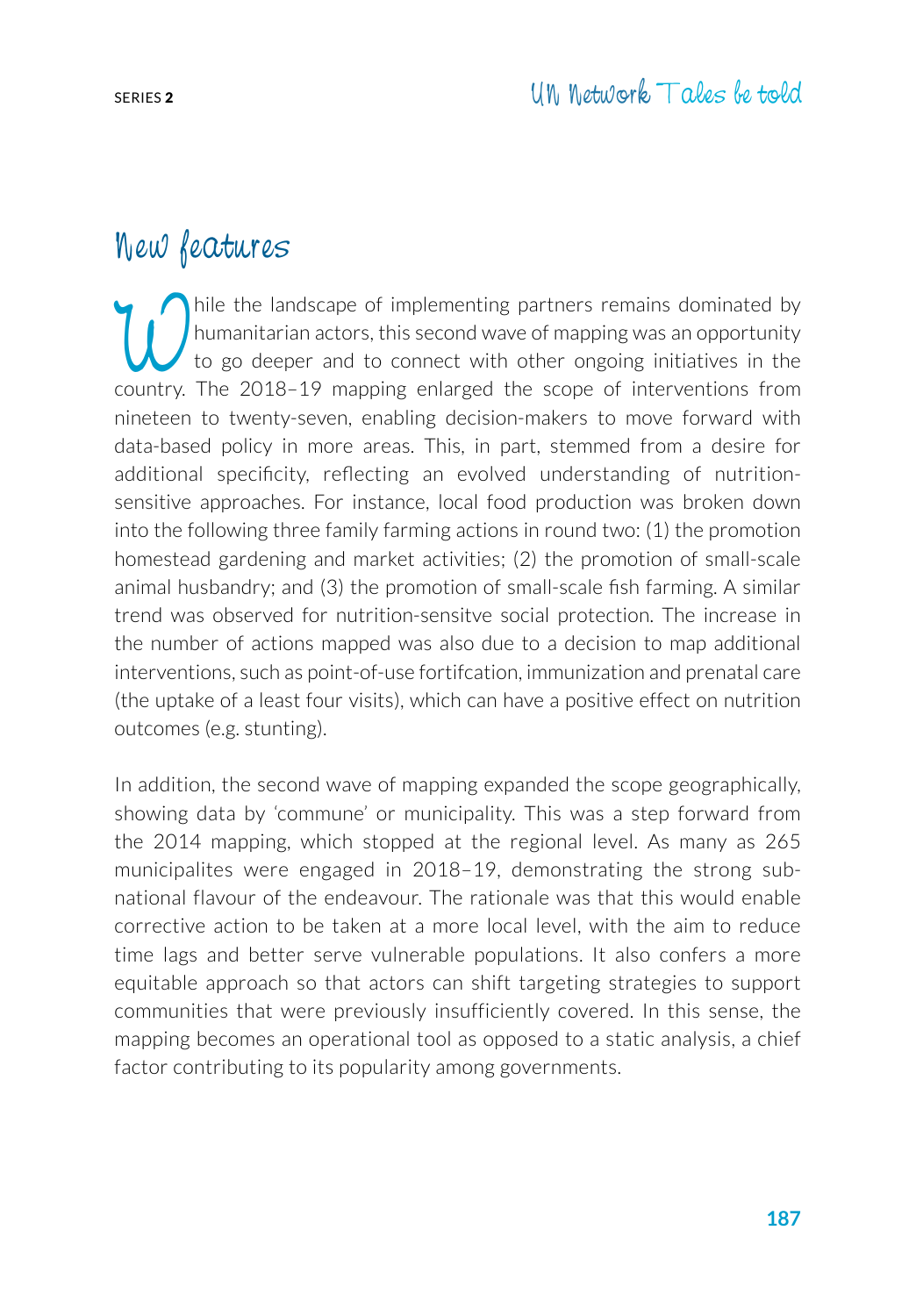## New features

While the landscape of implementing partners remains dominated by humanitarian actors, this second wave of mapping was an opportunity to go deeper and to connect with other ongoing initiatives in the country. The 2018–19 mapping enlarged the scope of interventions from nineteen to twenty-seven, enabling decision-makers to move forward with data-based policy in more areas. This, in part, stemmed from a desire for additional specificity, reflecting an evolved understanding of nutrition-sensitive approaches. For instance, local food production was broken down into the following three family farming actions in round two: (1) the promotion homestead gardening and market activities; (2) the promotion of small-scale animal husbandry; and (3) the promotion of small-scale fish farming. A similar trend was observed for nutrition-sensitve social protection. The increase in the number of actions mapped was also due to a decision to map additional interventions, such as point-of-use fortifcation, immunization and prenatal care (the uptake of a least four visits), which can have a positive effect on nutrition outcomes (e.g. stunting).

In addition, the second wave of mapping expanded the scope geographically, showing data by 'commune' or municipality. This was a step forward from the 2014 mapping, which stopped at the regional level. As many as 265 municipalites were engaged in 2018–19, demonstrating the strong sub-national flavour of the endeavour. The rationale was that this would enable corrective action to be taken at a more local level, with the aim to reduce time lags and better serve vulnerable populations. It also confers a more equitable approach so that actors can shift targeting strategies to support communities that were previously insufficiently covered. In this sense, the mapping becomes an operational tool as opposed to a static analysis, a chief factor contributing to its popularity among governments.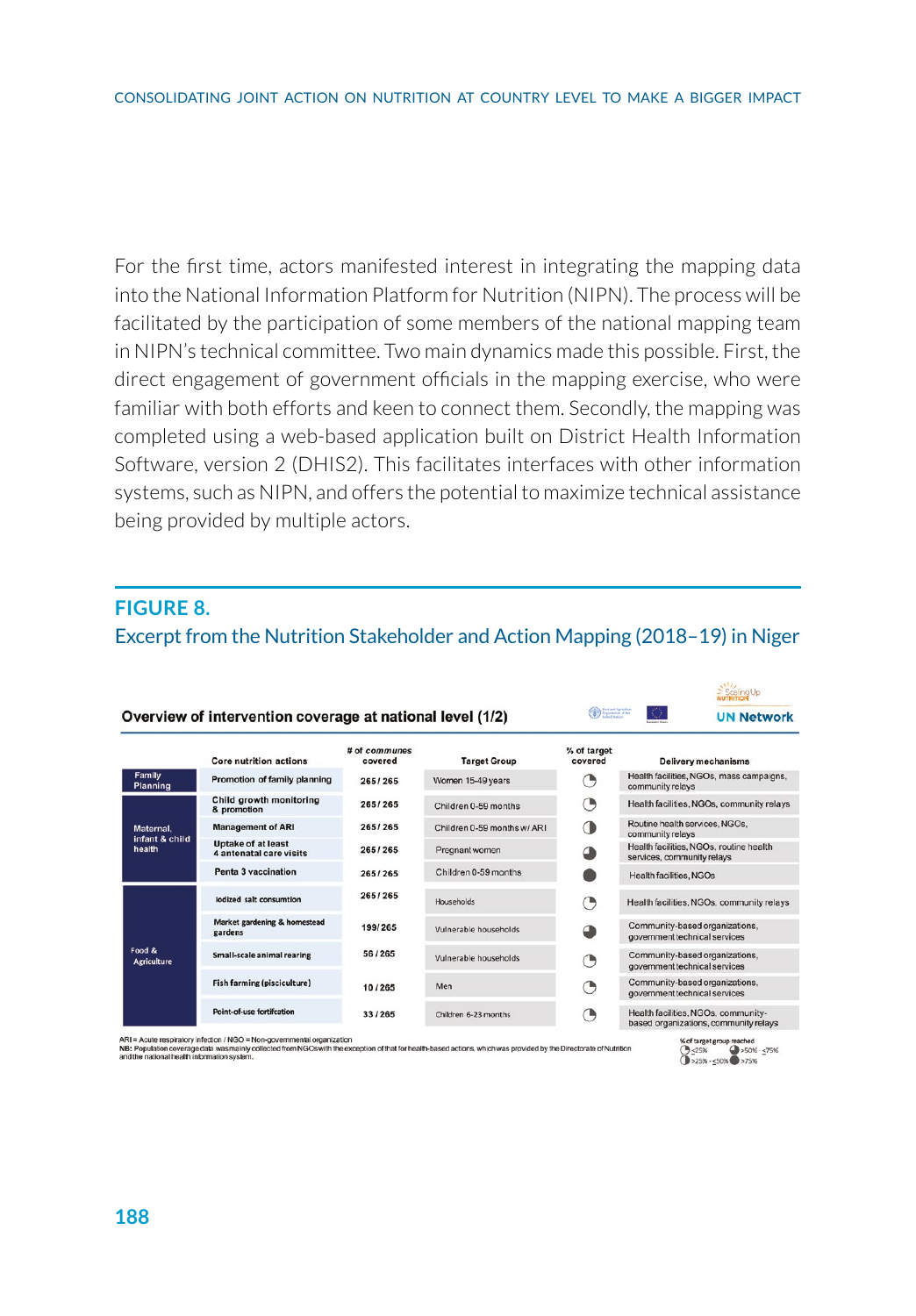For the first time, actors manifested interest in integrating the mapping data into the National Information Platform for Nutrition (NIPN). The process will be facilitated by the participation of some members of the national mapping team in NIPN's technical committee. Two main dynamics made this possible. First, the direct engagement of government officials in the mapping exercise, who were familiar with both efforts and keen to connect them. Secondly, the mapping was completed using a web-based application built on District Health Information Software, version 2 (DHIS2). This facilitates interfaces with other information systems, such as NIPN, and offers the potential to maximize technical assistance being provided by multiple actors.

## FIGURE 8.

### Excerpt from the Nutrition Stakeholder and Action Mapping (2018–19) in Niger

**Overview of intervention coverage at national level (1/2)**

| | Core nutrition actions | # of communes covered | Target Group | % of target covered | Delivery mechanisms |
|---|---|---|---|---|---|
| Family Planning | Promotion of family planning | 265 / 265 | Women 15-49 years | ≤25% | Health facilities, NGOs, mass campaigns, community relays |
| Maternal, infant & child health | Child growth monitoring & promotion | 265 / 265 | Children 0-59 months | ≤25% | Health facilities, NGOs, community relays |
| | Management of ARI | 265 / 265 | Children 0-59 months w/ ARI | >25% - ≤50% | Routine health services, NGOs, community relays |
| | Uptake of at least 4 antenatal care visits | 265 / 265 | Pregnant women | >50% - ≤75% | Health facilities, NGOs, routine health services, community relays |
| | Penta 3 vaccination | 265 / 265 | Children 0-59 months | >75% | Health facilities, NGOs |
| Food & Agriculture | Iodized salt consumtion | 265 / 265 | Households | ≤25% | Health facilities, NGOs, community relays |
| | Market gardening & homestead gardens | 199 / 265 | Vulnerable households | >50% - ≤75% | Community-based organizations, government technical services |
| | Small-scale animal rearing | 56 / 265 | Vulnerable households | ≤25% | Community-based organizations, government technical services |
| | Fish farming (pisciculture) | 10 / 265 | Men | ≤25% | Community-based organizations, government technical services |
| | Point-of-use fortification | 33 / 265 | Children 6-23 months | ≤25% | Health facilities, NGOs, community-based organizations, community relays |

ARI = Acute respiratory infection / NGO = Non-governmental organization
NB: Population coverage data was mainly collected from NGOs with the exception of that for health-based actions, which was provided by the Directorate of Nutrition and the national health information system.

% of target group reached: ≤25%; >25% - ≤50%; >50% - ≤75%; >75%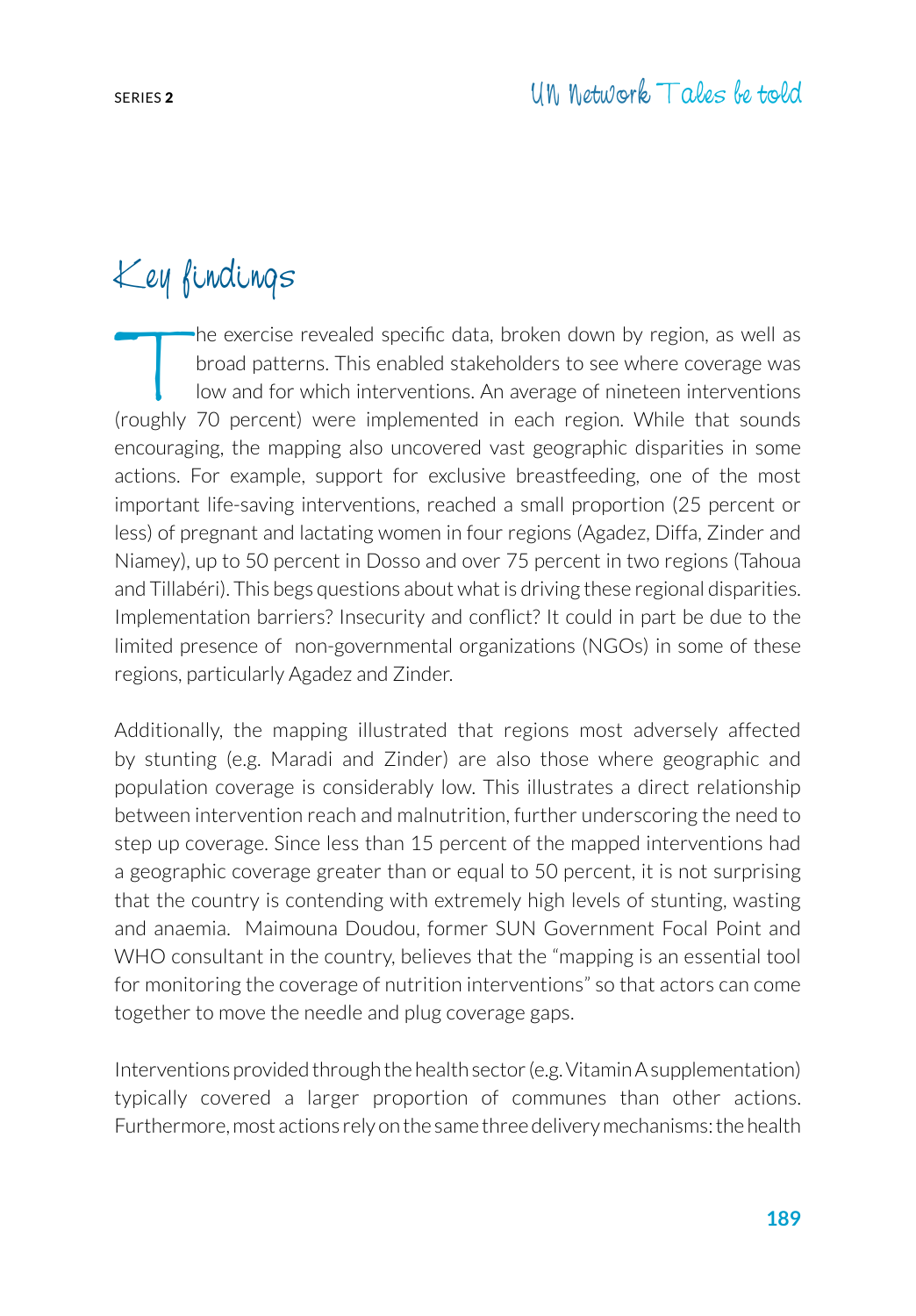## Key findings

The exercise revealed specific data, broken down by region, as well as broad patterns. This enabled stakeholders to see where coverage was low and for which interventions. An average of nineteen interventions (roughly 70 percent) were implemented in each region. While that sounds encouraging, the mapping also uncovered vast geographic disparities in some actions. For example, support for exclusive breastfeeding, one of the most important life-saving interventions, reached a small proportion (25 percent or less) of pregnant and lactating women in four regions (Agadez, Diffa, Zinder and Niamey), up to 50 percent in Dosso and over 75 percent in two regions (Tahoua and Tillabéri). This begs questions about what is driving these regional disparities. Implementation barriers? Insecurity and conflict? It could in part be due to the limited presence of non-governmental organizations (NGOs) in some of these regions, particularly Agadez and Zinder.

Additionally, the mapping illustrated that regions most adversely affected by stunting (e.g. Maradi and Zinder) are also those where geographic and population coverage is considerably low. This illustrates a direct relationship between intervention reach and malnutrition, further underscoring the need to step up coverage. Since less than 15 percent of the mapped interventions had a geographic coverage greater than or equal to 50 percent, it is not surprising that the country is contending with extremely high levels of stunting, wasting and anaemia. Maimouna Doudou, former SUN Government Focal Point and WHO consultant in the country, believes that the "mapping is an essential tool for monitoring the coverage of nutrition interventions" so that actors can come together to move the needle and plug coverage gaps.

Interventions provided through the health sector (e.g. Vitamin A supplementation) typically covered a larger proportion of communes than other actions. Furthermore, most actions rely on the same three delivery mechanisms: the health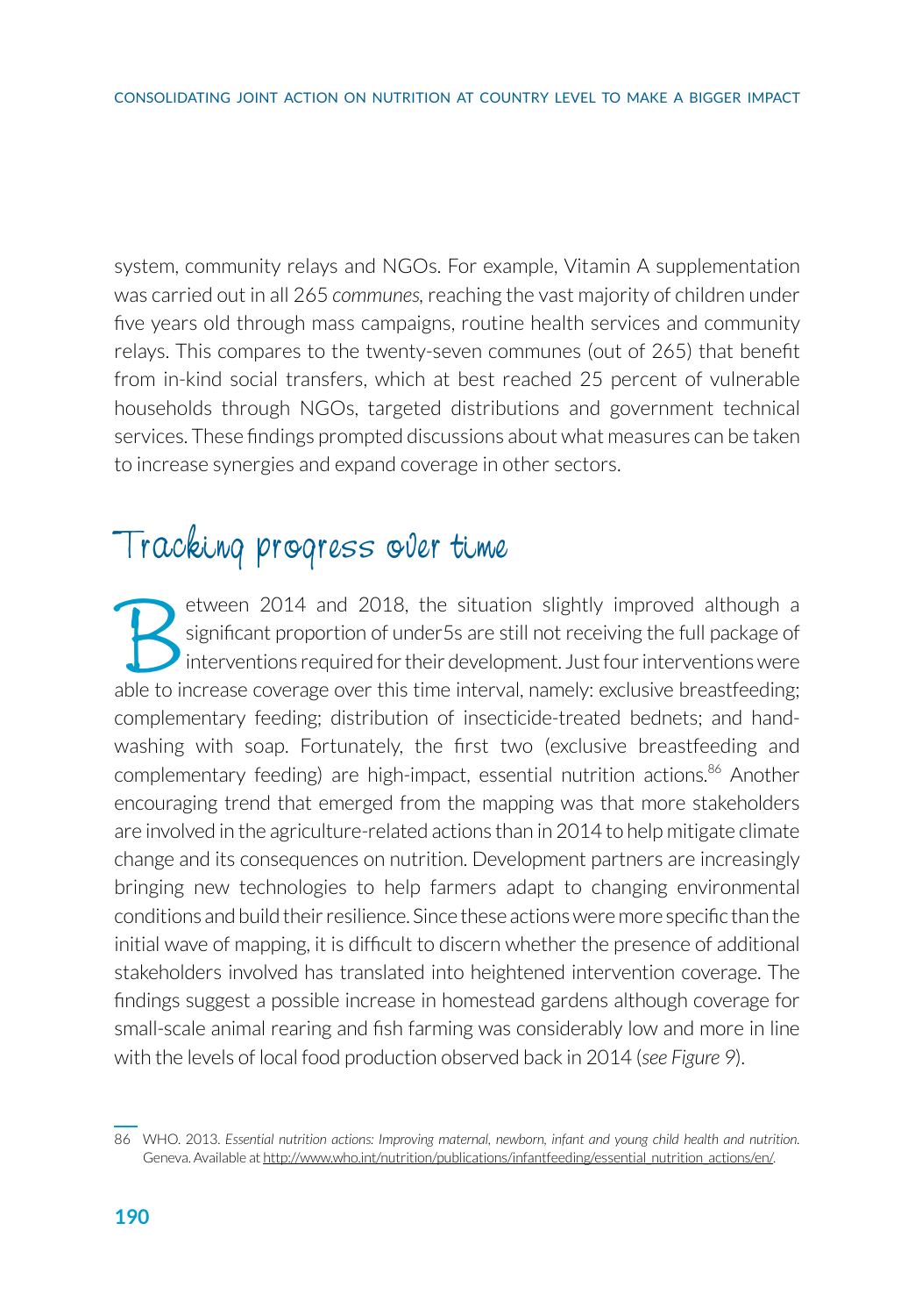system, community relays and NGOs. For example, Vitamin A supplementation was carried out in all 265 *communes*, reaching the vast majority of children under five years old through mass campaigns, routine health services and community relays. This compares to the twenty-seven communes (out of 265) that benefit from in-kind social transfers, which at best reached 25 percent of vulnerable households through NGOs, targeted distributions and government technical services. These findings prompted discussions about what measures can be taken to increase synergies and expand coverage in other sectors.

## Tracking progress over time

Between 2014 and 2018, the situation slightly improved although a significant proportion of under5s are still not receiving the full package of interventions required for their development. Just four interventions were able to increase coverage over this time interval, namely: exclusive breastfeeding; complementary feeding; distribution of insecticide-treated bednets; and hand-washing with soap. Fortunately, the first two (exclusive breastfeeding and complementary feeding) are high-impact, essential nutrition actions.[86] Another encouraging trend that emerged from the mapping was that more stakeholders are involved in the agriculture-related actions than in 2014 to help mitigate climate change and its consequences on nutrition. Development partners are increasingly bringing new technologies to help farmers adapt to changing environmental conditions and build their resilience. Since these actions were more specific than the initial wave of mapping, it is difficult to discern whether the presence of additional stakeholders involved has translated into heightened intervention coverage. The findings suggest a possible increase in homestead gardens although coverage for small-scale animal rearing and fish farming was considerably low and more in line with the levels of local food production observed back in 2014 (*see Figure 9*).

---

86 WHO. 2013. *Essential nutrition actions: Improving maternal, newborn, infant and young child health and nutrition*. Geneva. Available at http://www.who.int/nutrition/publications/infantfeeding/essential_nutrition_actions/en/.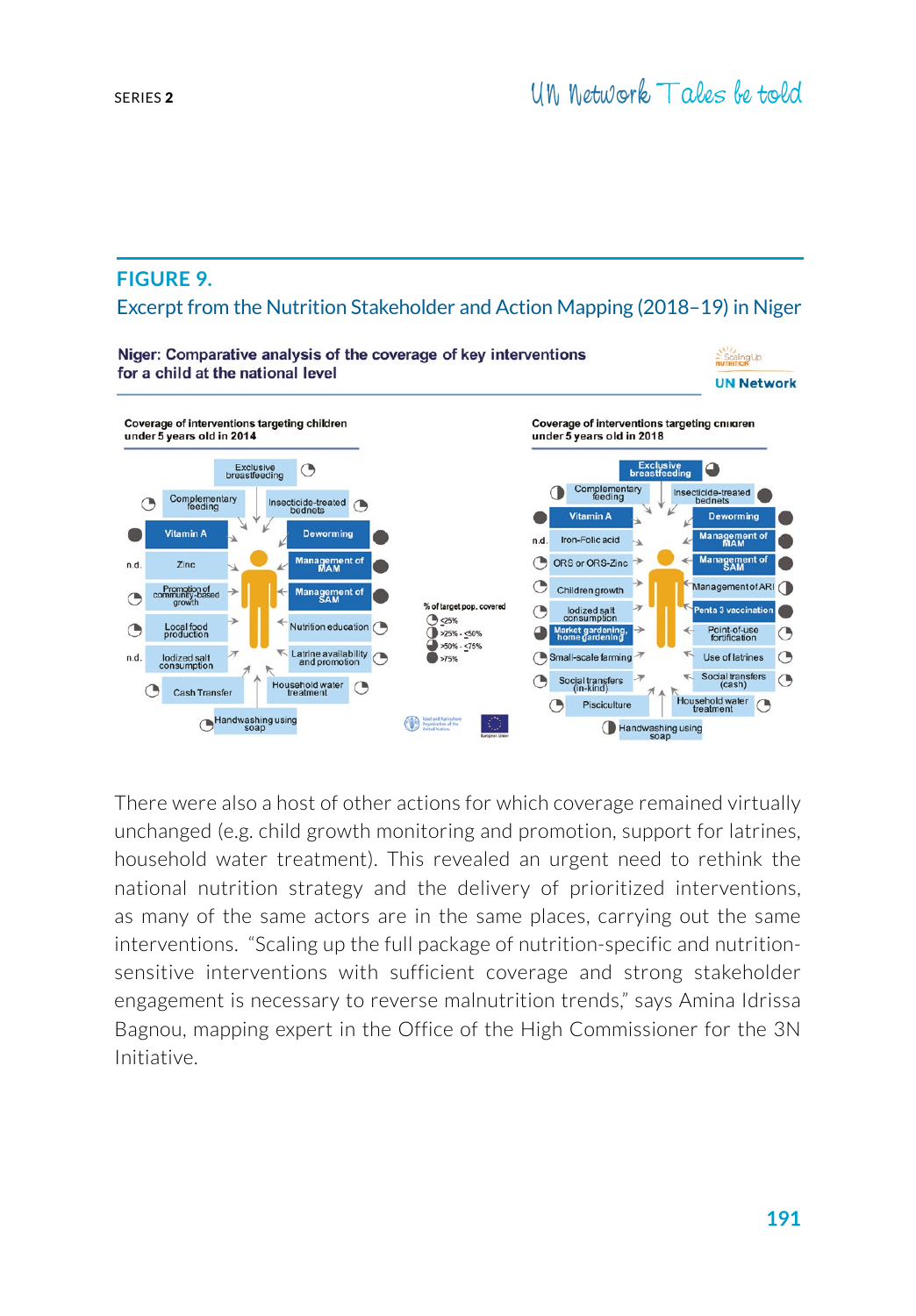## FIGURE 9.

Excerpt from the Nutrition Stakeholder and Action Mapping (2018–19) in Niger

**Niger: Comparative analysis of the coverage of key interventions for a child at the national level**

**Coverage of interventions targeting children under 5 years old in 2014**

Exclusive breastfeeding, Complementary feeding, Insecticide-treated bednets, Vitamin A, Deworming, Zinc (n.d.), Management of MAM, Promotion of community-based growth, Management of SAM, Local food production, Nutrition education, Iodized salt consumption (n.d.), Latrine availability and promotion, Cash Transfer, Household water treatment, Handwashing using soap

**Coverage of interventions targeting children under 5 years old in 2018**

Exclusive breastfeeding, Complementary feeding, Insecticide-treated bednets, Vitamin A, Deworming, Iron-Folic acid (n.d.), Management of MAM, ORS or ORS-Zinc, Management of SAM, Children growth, Management of ARI, Iodized salt consumption, Penta 3 vaccination, Market gardening, home gardening, Point-of-use fortification, Small-scale farming, Use of latrines, Social transfers (in-kind), Social transfers (cash), Pisciculture, Household water treatment, Handwashing using soap

% of target pop. covered: ≤25%; >25% - ≤50%; >50% - ≤75%; >75%

There were also a host of other actions for which coverage remained virtually unchanged (e.g. child growth monitoring and promotion, support for latrines, household water treatment). This revealed an urgent need to rethink the national nutrition strategy and the delivery of prioritized interventions, as many of the same actors are in the same places, carrying out the same interventions. "Scaling up the full package of nutrition-specific and nutrition-sensitive interventions with sufficient coverage and strong stakeholder engagement is necessary to reverse malnutrition trends," says Amina Idrissa Bagnou, mapping expert in the Office of the High Commissioner for the 3N Initiative.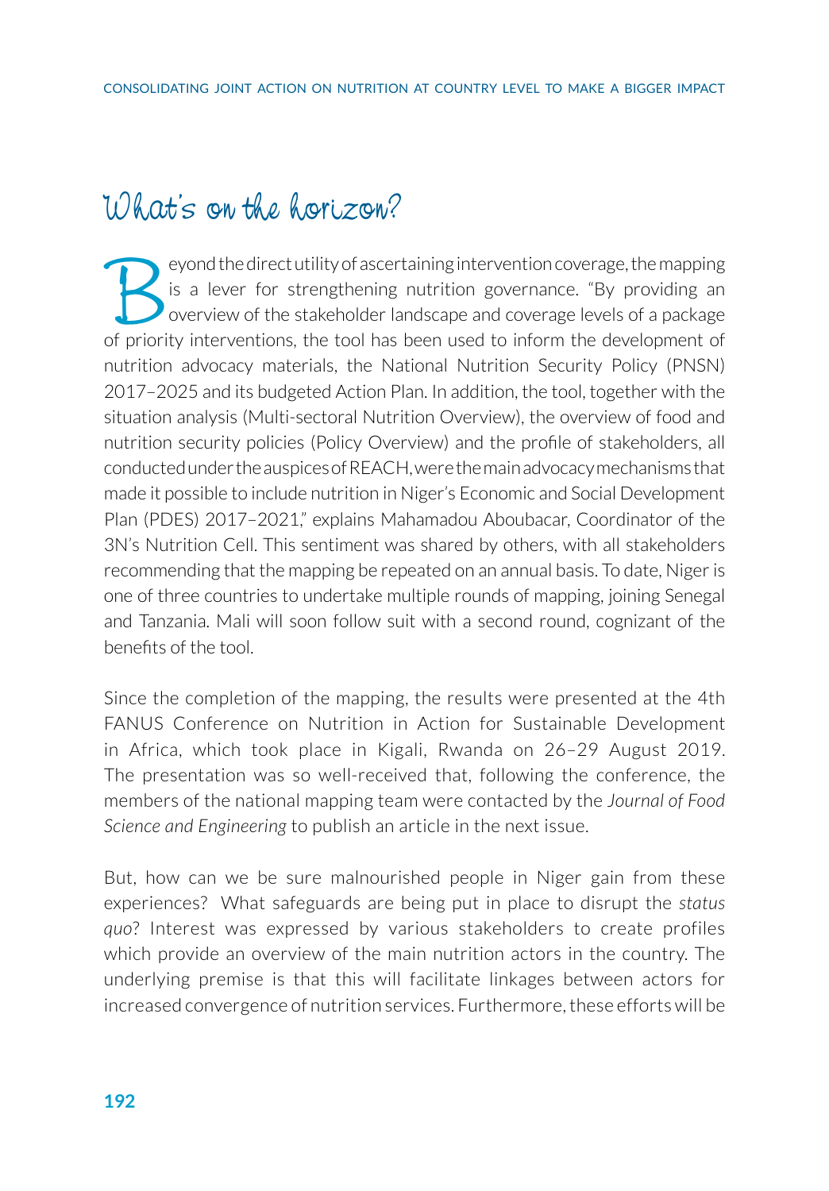## What's on the horizon?

Beyond the direct utility of ascertaining intervention coverage, the mapping is a lever for strengthening nutrition governance. "By providing an overview of the stakeholder landscape and coverage levels of a package of priority interventions, the tool has been used to inform the development of nutrition advocacy materials, the National Nutrition Security Policy (PNSN) 2017–2025 and its budgeted Action Plan. In addition, the tool, together with the situation analysis (Multi-sectoral Nutrition Overview), the overview of food and nutrition security policies (Policy Overview) and the profile of stakeholders, all conducted under the auspices of REACH, were the main advocacy mechanisms that made it possible to include nutrition in Niger's Economic and Social Development Plan (PDES) 2017–2021," explains Mahamadou Aboubacar, Coordinator of the 3N's Nutrition Cell. This sentiment was shared by others, with all stakeholders recommending that the mapping be repeated on an annual basis. To date, Niger is one of three countries to undertake multiple rounds of mapping, joining Senegal and Tanzania. Mali will soon follow suit with a second round, cognizant of the benefits of the tool.

Since the completion of the mapping, the results were presented at the 4th FANUS Conference on Nutrition in Action for Sustainable Development in Africa, which took place in Kigali, Rwanda on 26–29 August 2019. The presentation was so well-received that, following the conference, the members of the national mapping team were contacted by the *Journal of Food Science and Engineering* to publish an article in the next issue.

But, how can we be sure malnourished people in Niger gain from these experiences? What safeguards are being put in place to disrupt the *status quo*? Interest was expressed by various stakeholders to create profiles which provide an overview of the main nutrition actors in the country. The underlying premise is that this will facilitate linkages between actors for increased convergence of nutrition services. Furthermore, these efforts will be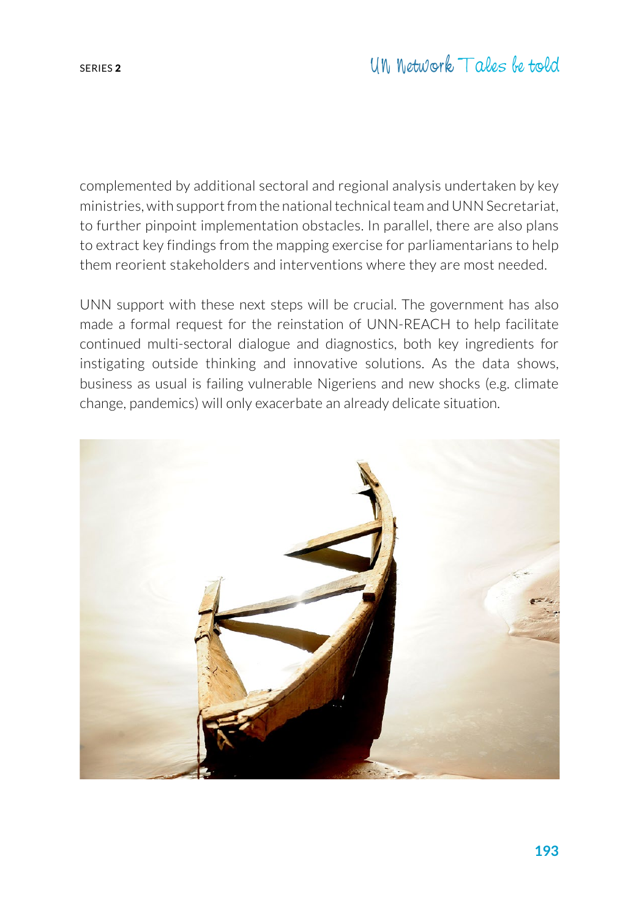complemented by additional sectoral and regional analysis undertaken by key ministries, with support from the national technical team and UNN Secretariat, to further pinpoint implementation obstacles. In parallel, there are also plans to extract key findings from the mapping exercise for parliamentarians to help them reorient stakeholders and interventions where they are most needed.

UNN support with these next steps will be crucial. The government has also made a formal request for the reinstation of UNN-REACH to help facilitate continued multi-sectoral dialogue and diagnostics, both key ingredients for instigating outside thinking and innovative solutions. As the data shows, business as usual is failing vulnerable Nigeriens and new shocks (e.g. climate change, pandemics) will only exacerbate an already delicate situation.